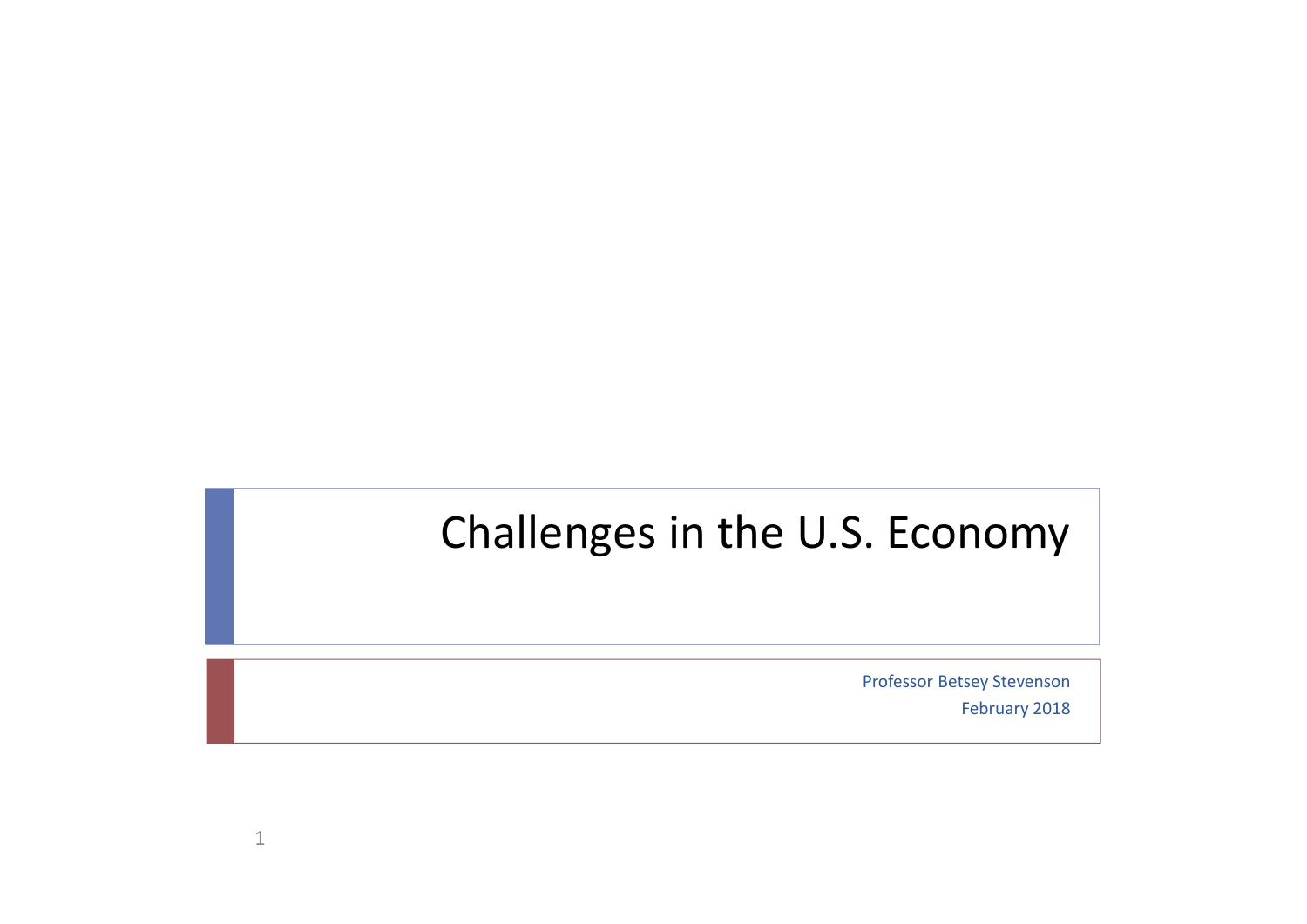# Challenges in the U.S. Economy

Professor Betsey Stevenson
February 2018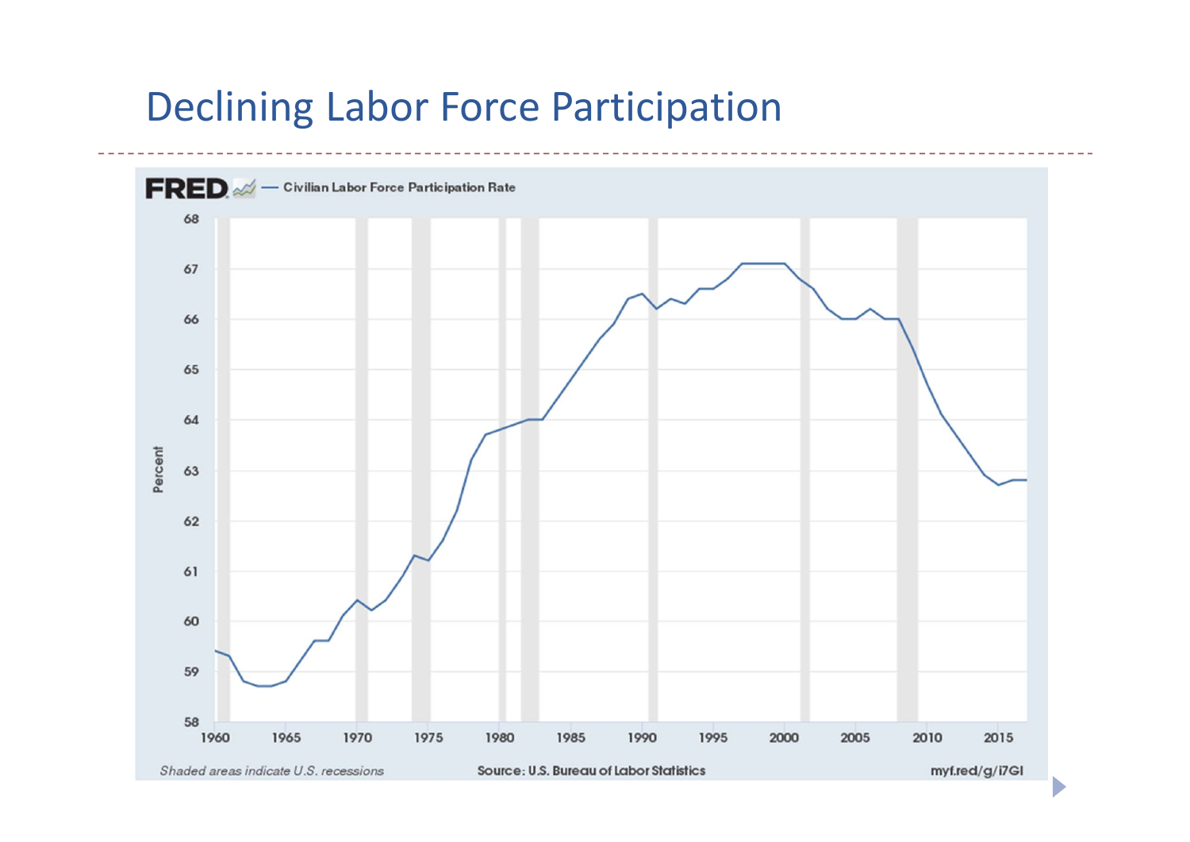# Declining Labor Force Participation

FRED — Civilian Labor Force Participation Rate

Shaded areas indicate U.S. recessions

Source: U.S. Bureau of Labor Statistics

myf.red/g/i7GI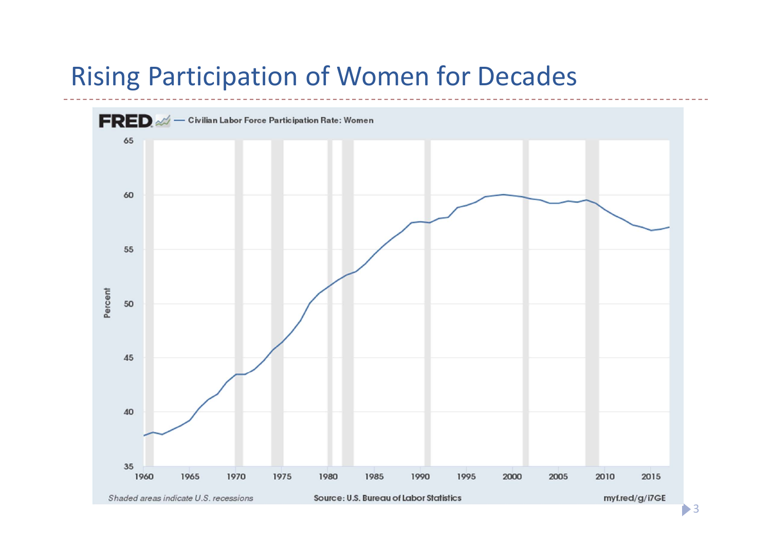# Rising Participation of Women for Decades

FRED — Civilian Labor Force Participation Rate: Women

Shaded areas indicate U.S. recessions

Source: U.S. Bureau of Labor Statistics

myf.red/g/i7GE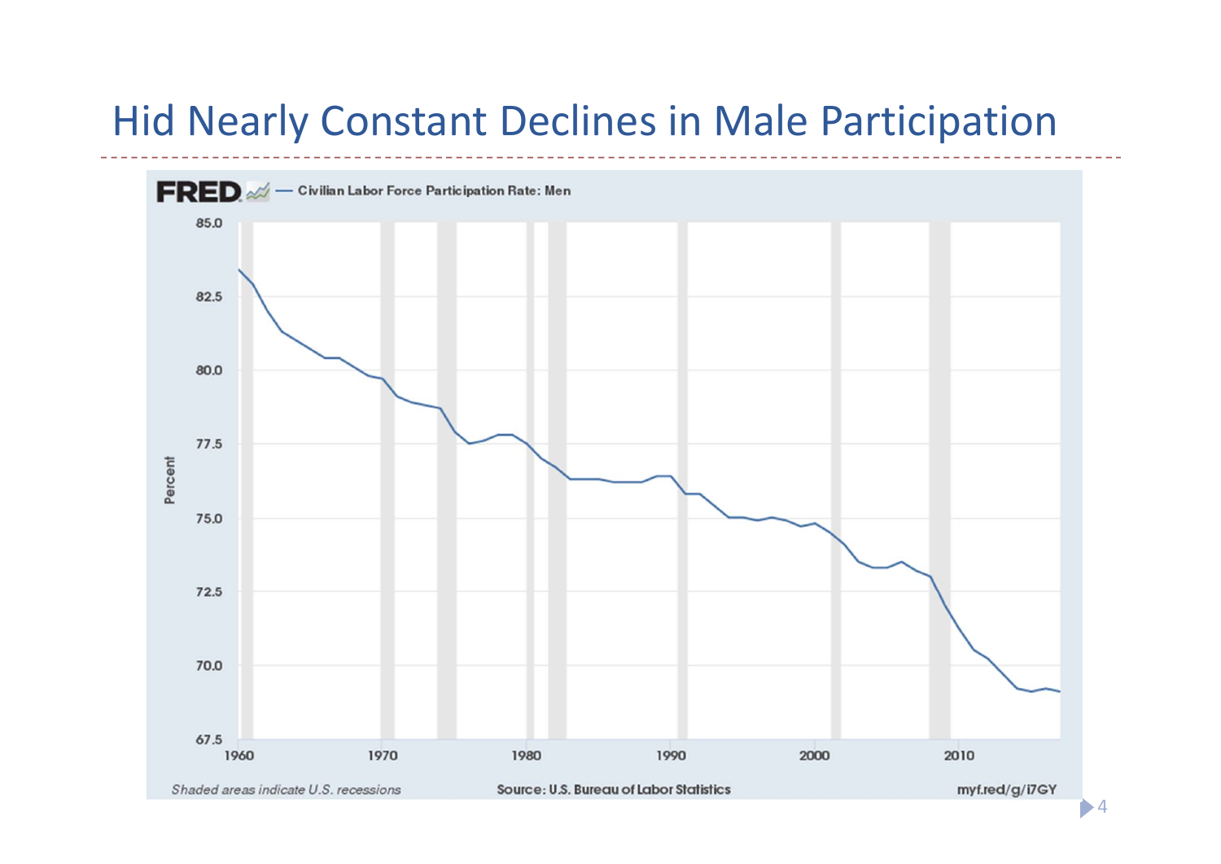# Hid Nearly Constant Declines in Male Participation

FRED — Civilian Labor Force Participation Rate: Men

Shaded areas indicate U.S. recessions

Source: U.S. Bureau of Labor Statistics

myf.red/g/i7GY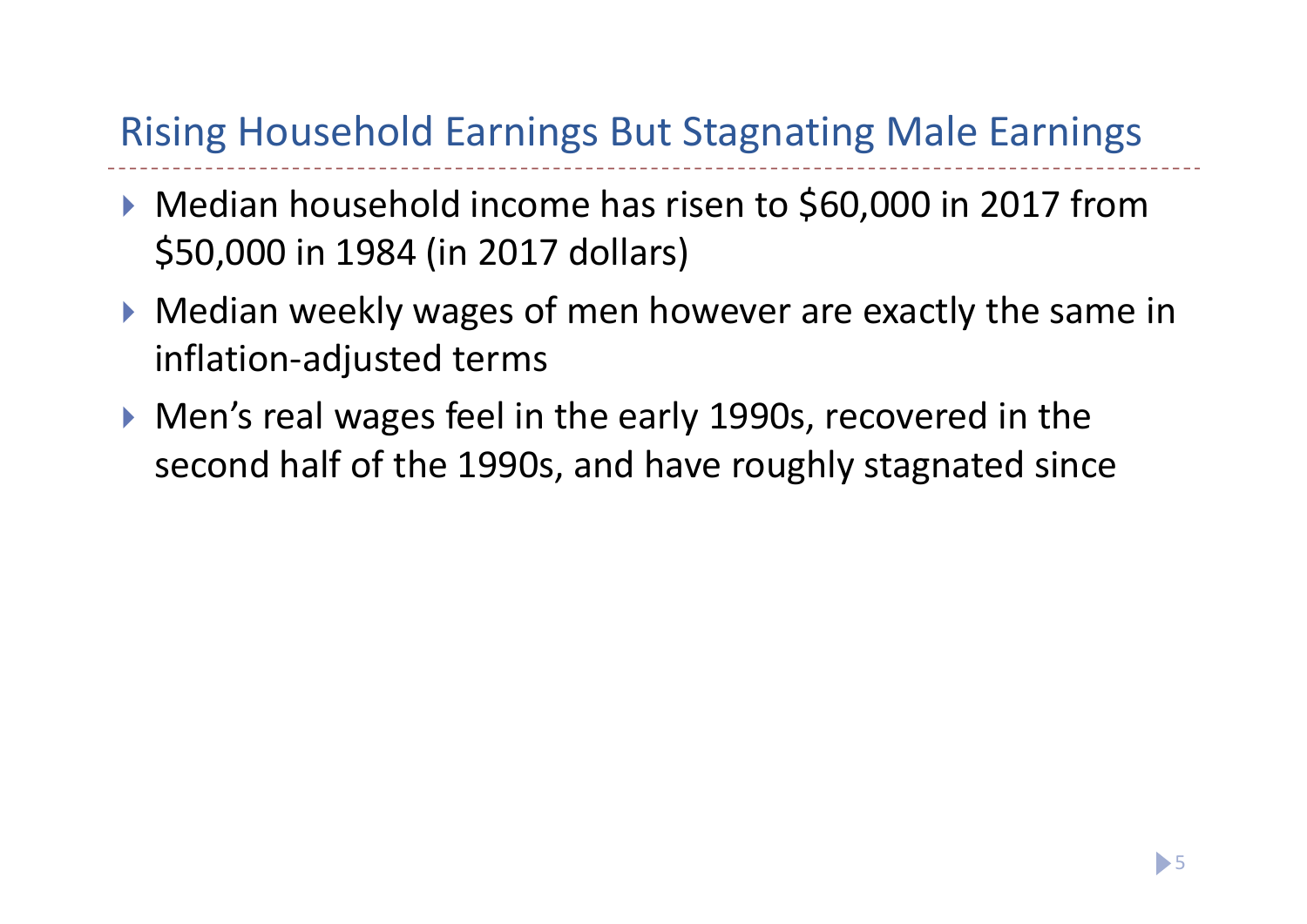## Rising Household Earnings But Stagnating Male Earnings

- Median household income has risen to $60,000 in 2017 from $50,000 in 1984 (in 2017 dollars)
- Median weekly wages of men however are exactly the same in inflation-adjusted terms
- Men's real wages feel in the early 1990s, recovered in the second half of the 1990s, and have roughly stagnated since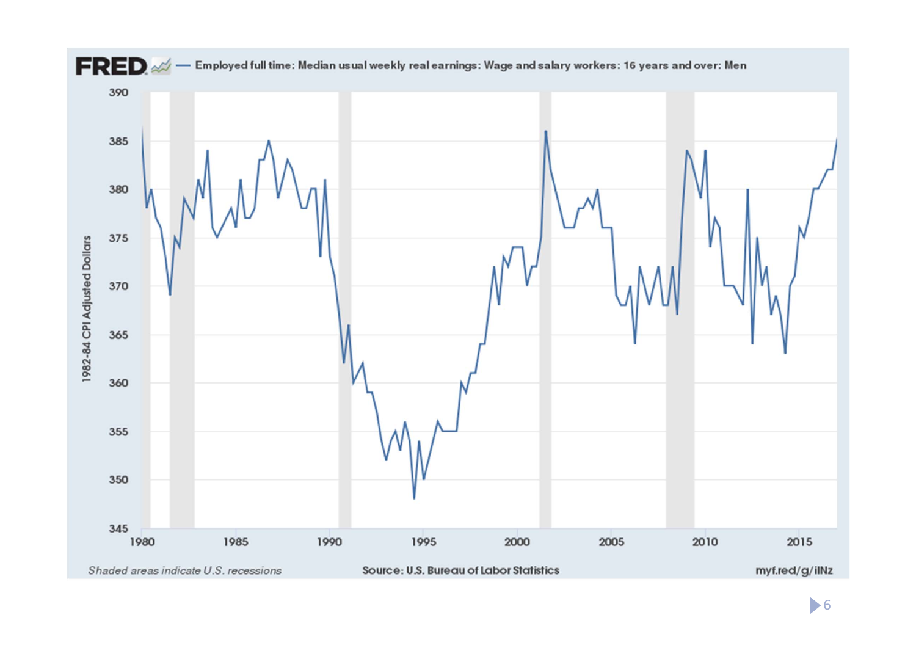FRED — Employed full time: Median usual weekly real earnings: Wage and salary workers: 16 years and over: Men

1982-84 CPI Adjusted Dollars

*Shaded areas indicate U.S. recessions*

Source: U.S. Bureau of Labor Statistics

myf.red/g/ilNz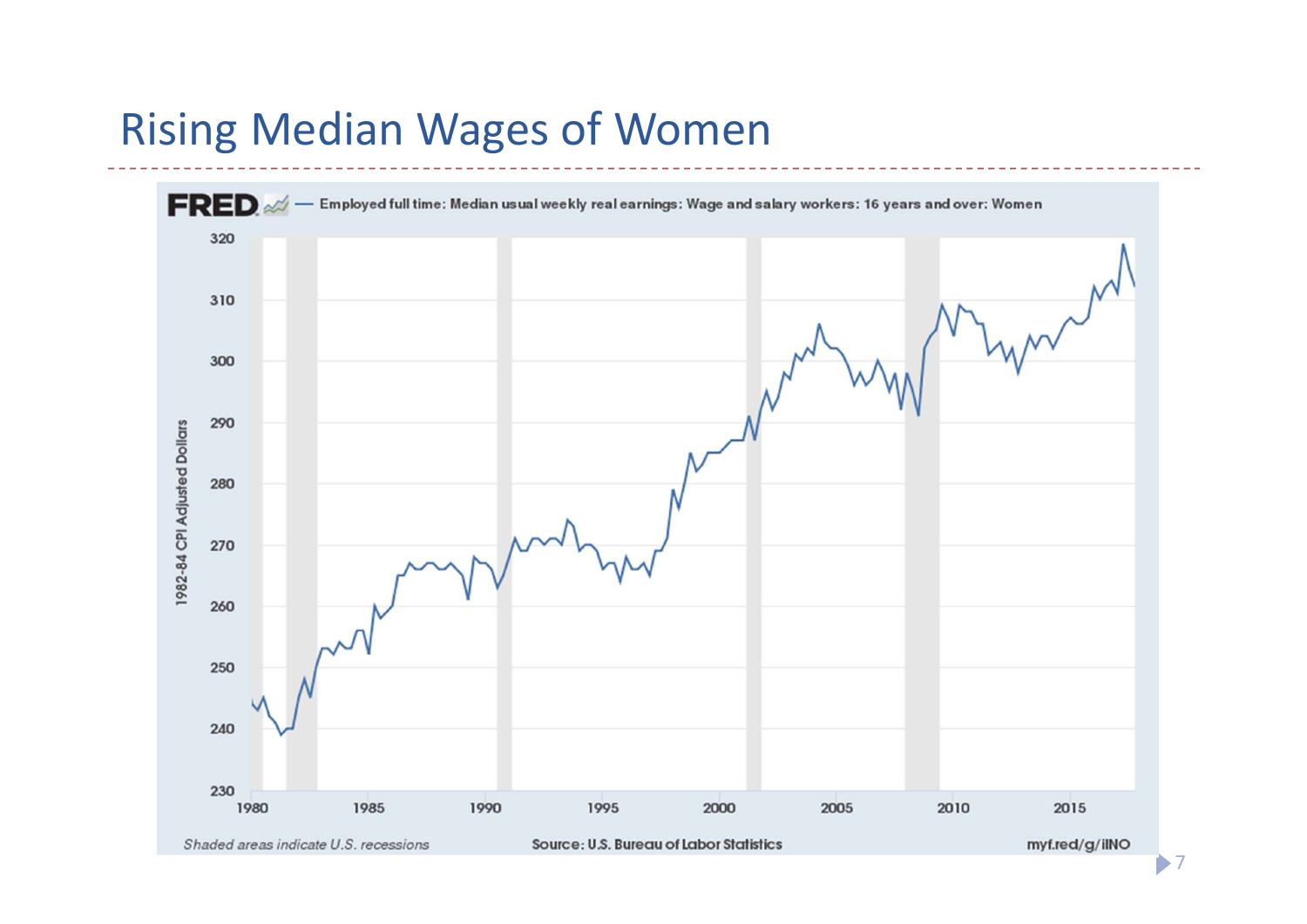# Rising Median Wages of Women

FRED — Employed full time: Median usual weekly real earnings: Wage and salary workers: 16 years and over: Women

1982-84 CPI Adjusted Dollars

320
310
300
290
280
270
260
250
240
230

1980 1985 1990 1995 2000 2005 2010 2015

*Shaded areas indicate U.S. recessions* Source: U.S. Bureau of Labor Statistics myf.red/g/ilNO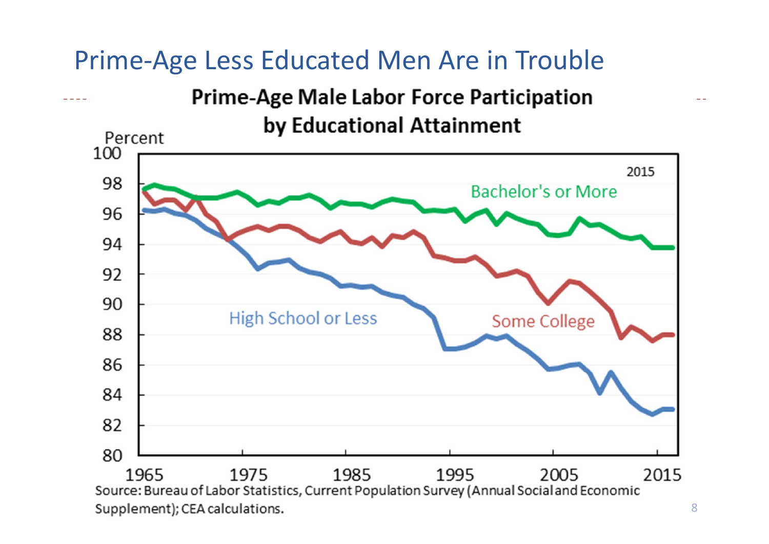# Prime-Age Less Educated Men Are in Trouble

**Prime-Age Male Labor Force Participation by Educational Attainment**

Source: Bureau of Labor Statistics, Current Population Survey (Annual Social and Economic Supplement); CEA calculations.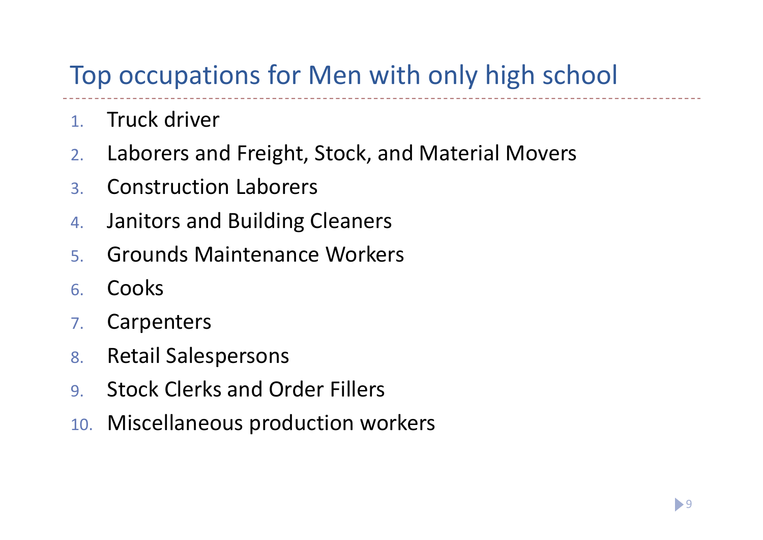# Top occupations for Men with only high school

1. Truck driver
2. Laborers and Freight, Stock, and Material Movers
3. Construction Laborers
4. Janitors and Building Cleaners
5. Grounds Maintenance Workers
6. Cooks
7. Carpenters
8. Retail Salespersons
9. Stock Clerks and Order Fillers
10. Miscellaneous production workers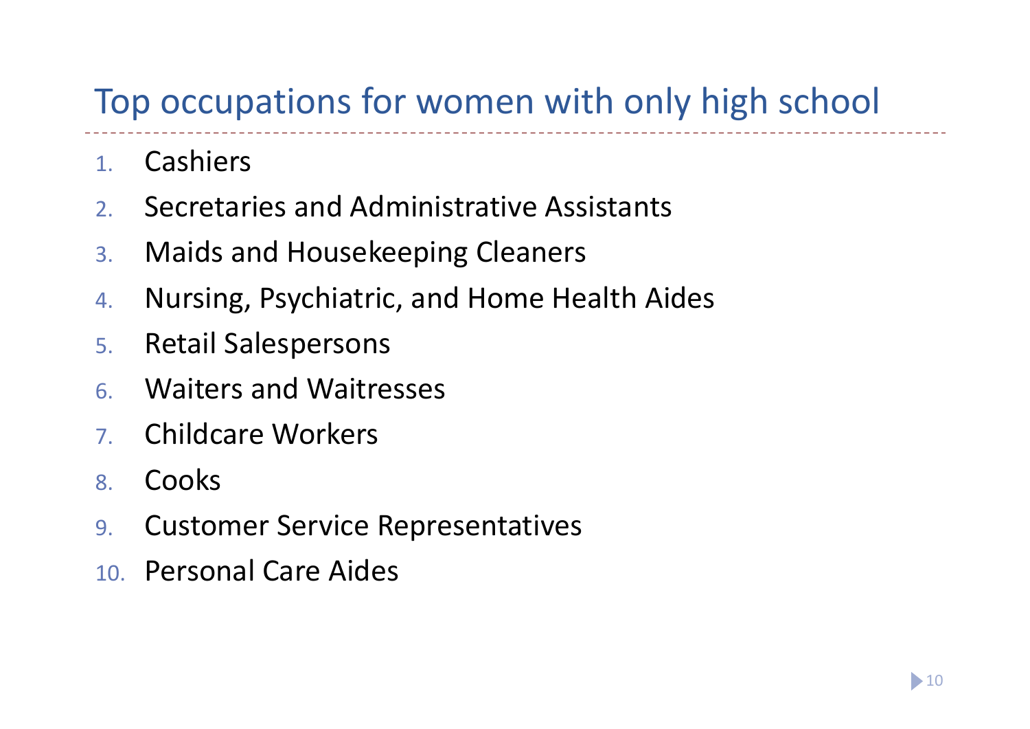# Top occupations for women with only high school

1. Cashiers
2. Secretaries and Administrative Assistants
3. Maids and Housekeeping Cleaners
4. Nursing, Psychiatric, and Home Health Aides
5. Retail Salespersons
6. Waiters and Waitresses
7. Childcare Workers
8. Cooks
9. Customer Service Representatives
10. Personal Care Aides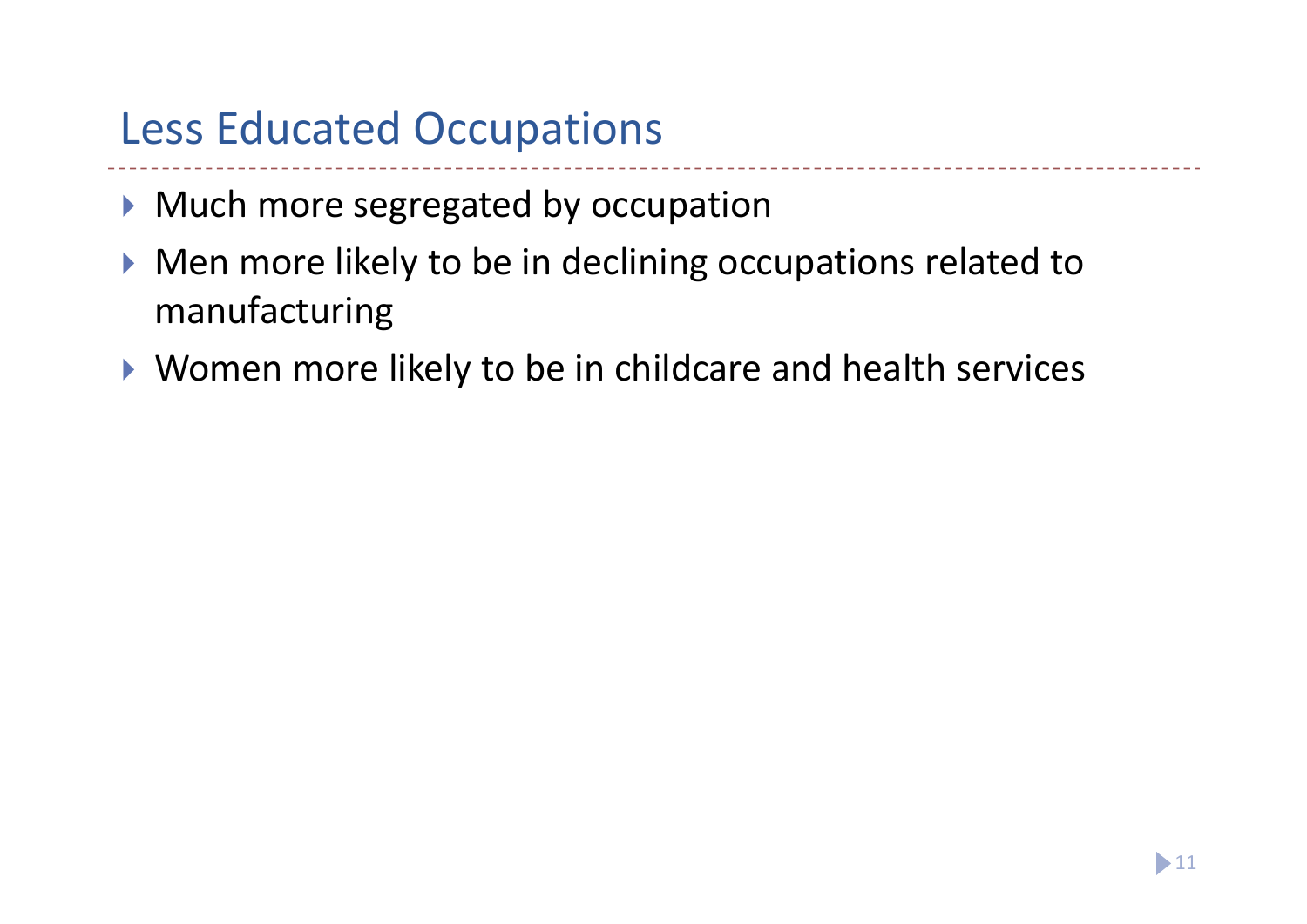# Less Educated Occupations

- Much more segregated by occupation
- Men more likely to be in declining occupations related to manufacturing
- Women more likely to be in childcare and health services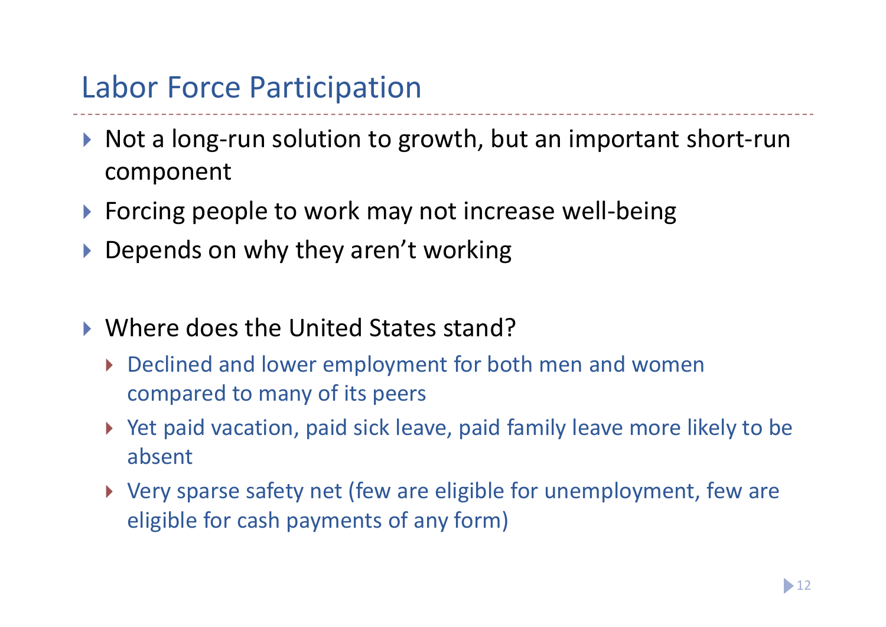# Labor Force Participation

- Not a long-run solution to growth, but an important short-run component
- Forcing people to work may not increase well-being
- Depends on why they aren't working

- Where does the United States stand?
  - Declined and lower employment for both men and women compared to many of its peers
  - Yet paid vacation, paid sick leave, paid family leave more likely to be absent
  - Very sparse safety net (few are eligible for unemployment, few are eligible for cash payments of any form)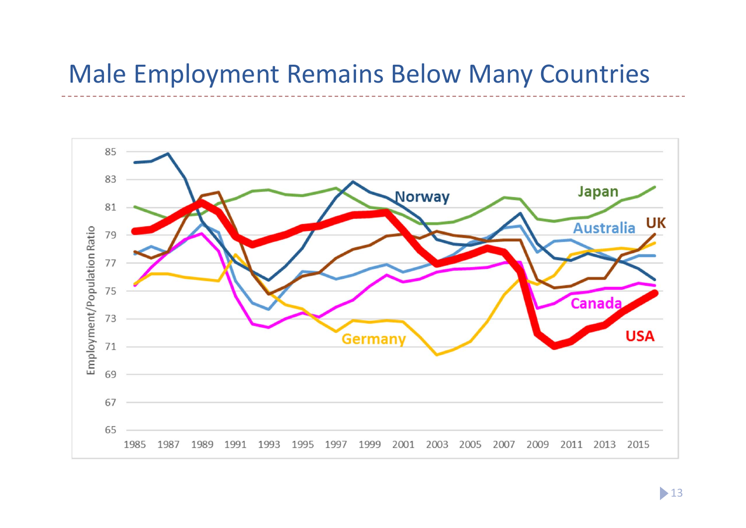# Male Employment Remains Below Many Countries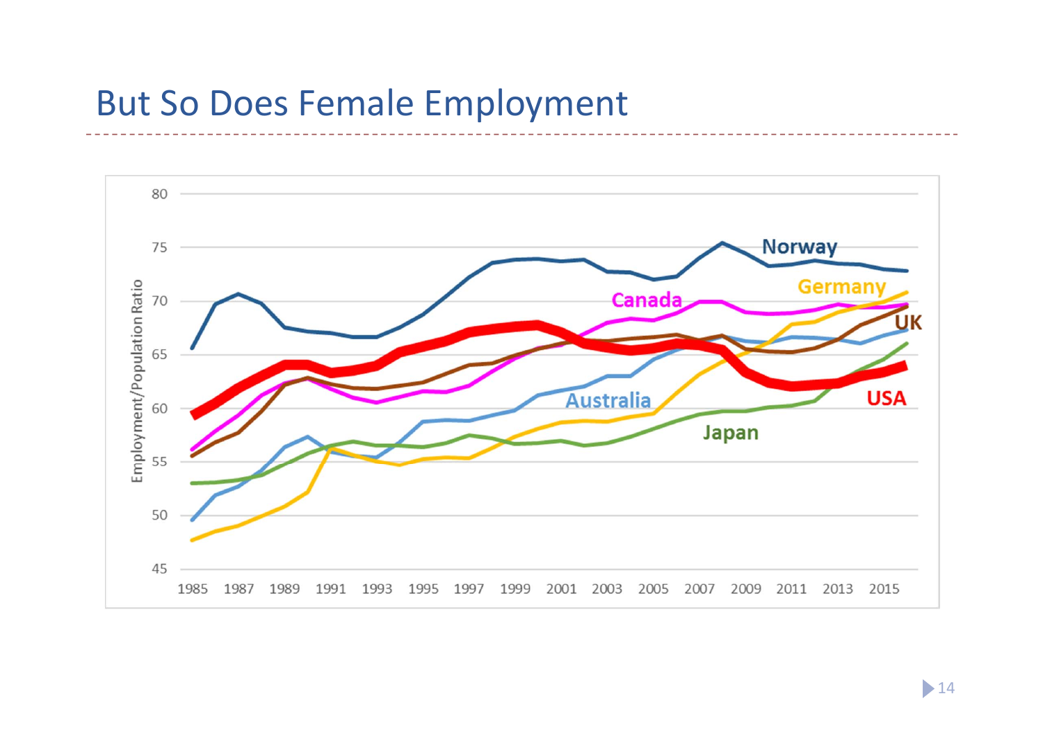# But So Does Female Employment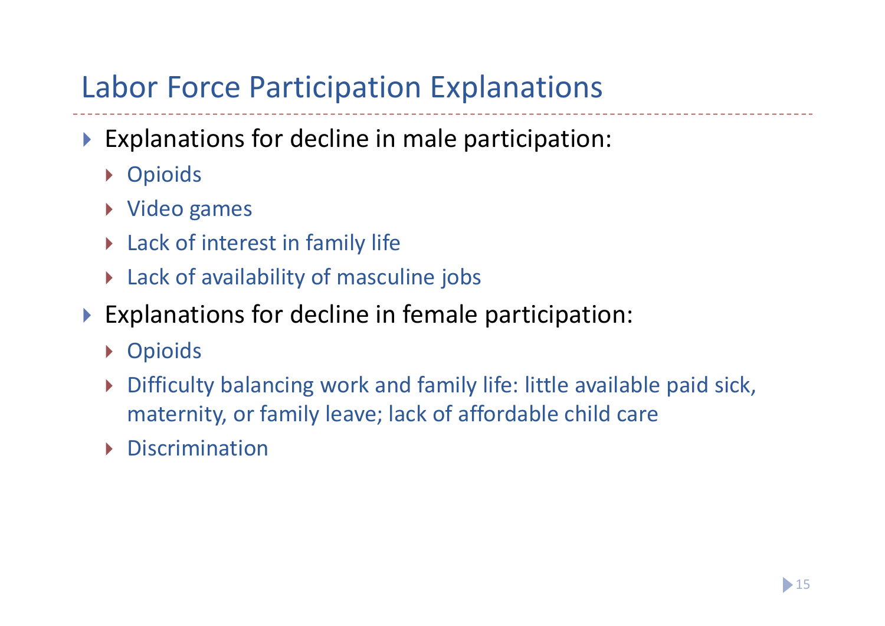# Labor Force Participation Explanations

- Explanations for decline in male participation:
  - Opioids
  - Video games
  - Lack of interest in family life
  - Lack of availability of masculine jobs
- Explanations for decline in female participation:
  - Opioids
  - Difficulty balancing work and family life: little available paid sick, maternity, or family leave; lack of affordable child care
  - Discrimination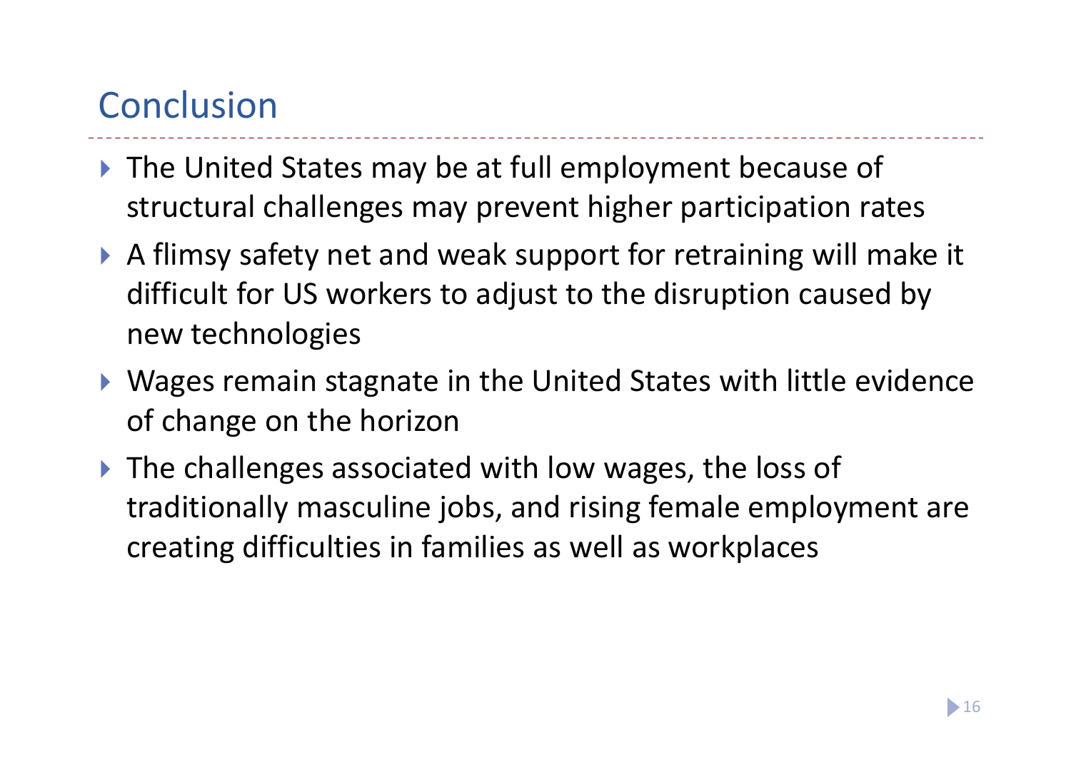## Conclusion

- The United States may be at full employment because of structural challenges may prevent higher participation rates
- A flimsy safety net and weak support for retraining will make it difficult for US workers to adjust to the disruption caused by new technologies
- Wages remain stagnate in the United States with little evidence of change on the horizon
- The challenges associated with low wages, the loss of traditionally masculine jobs, and rising female employment are creating difficulties in families as well as workplaces